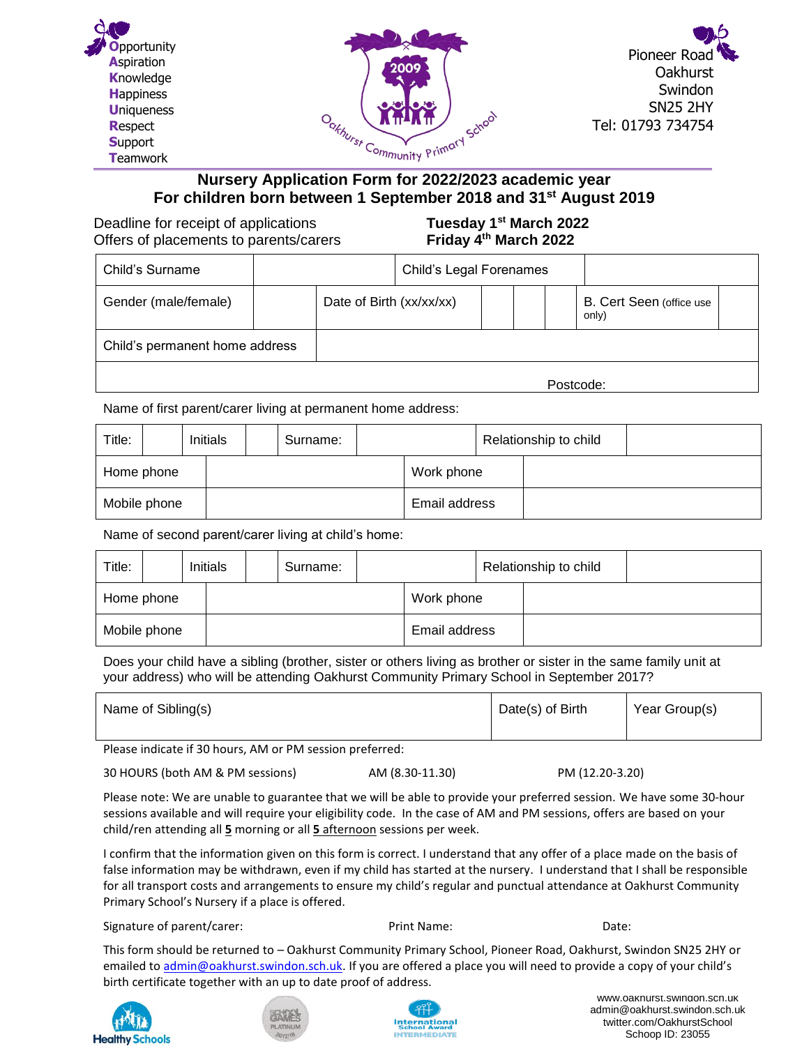**O**pportunity
**A**spiration
**K**nowledge
**H**appiness
**U**niqueness
**R**espect
**S**upport
**T**eamwork

Oakhurst Community Primary School

Pioneer Road
Oakhurst
Swindon
SN25 2HY
Tel: 01793 734754

## Nursery Application Form for 2022/2023 academic year
## For children born between 1 September 2018 and 31st August 2019

| | |
|---|---|
| Deadline for receipt of applications | **Tuesday 1st March 2022** |
| Offers of placements to parents/carers | **Friday 4th March 2022** |

| | | | | | | | |
|---|---|---|---|---|---|---|---|
| Child's Surname | | Child's Legal Forenames | | | | | |
| Gender (male/female) | | Date of Birth (xx/xx/xx) | | | | B. Cert Seen (office use only) | |
| Child's permanent home address | | | | | | | |
| | | | | | | Postcode: | |

Name of first parent/carer living at permanent home address:

| | | | | | | | |
|---|---|---|---|---|---|---|---|
| Title: | | Initials | | Surname: | | Relationship to child | |
| Home phone | | | | Work phone | | | |
| Mobile phone | | | | Email address | | | |

Name of second parent/carer living at child's home:

| | | | | | | | |
|---|---|---|---|---|---|---|---|
| Title: | | Initials | | Surname: | | Relationship to child | |
| Home phone | | | | Work phone | | | |
| Mobile phone | | | | Email address | | | |

Does your child have a sibling (brother, sister or others living as brother or sister in the same family unit at your address) who will be attending Oakhurst Community Primary School in September 2017?

| Name of Sibling(s) | Date(s) of Birth | Year Group(s) |
|---|---|---|
| | | |

Please indicate if 30 hours, AM or PM session preferred:

30 HOURS (both AM & PM sessions) AM (8.30-11.30) PM (12.20-3.20)

Please note: We are unable to guarantee that we will be able to provide your preferred session. We have some 30-hour sessions available and will require your eligibility code. In the case of AM and PM sessions, offers are based on your child/ren attending all **5** morning or all **5** afternoon sessions per week.

I confirm that the information given on this form is correct. I understand that any offer of a place made on the basis of false information may be withdrawn, even if my child has started at the nursery. I understand that I shall be responsible for all transport costs and arrangements to ensure my child's regular and punctual attendance at Oakhurst Community Primary School's Nursery if a place is offered.

Signature of parent/carer: Print Name: Date:

This form should be returned to – Oakhurst Community Primary School, Pioneer Road, Oakhurst, Swindon SN25 2HY or emailed to admin@oakhurst.swindon.sch.uk. If you are offered a place you will need to provide a copy of your child's birth certificate together with an up to date proof of address.

Healthy Schools — School Games Platinum 2017/18 — International School Award Intermediate

www.oakhurst.swindon.sch.uk
admin@oakhurst.swindon.sch.uk
twitter.com/OakhurstSchool
Schoop ID: 23055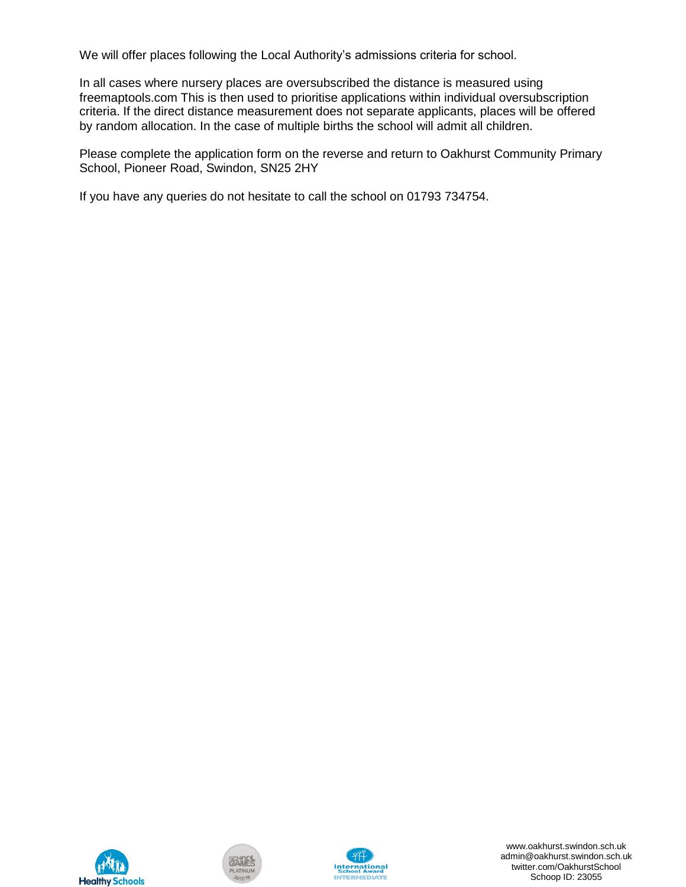We will offer places following the Local Authority's admissions criteria for school.

In all cases where nursery places are oversubscribed the distance is measured using freemaptools.com This is then used to prioritise applications within individual oversubscription criteria. If the direct distance measurement does not separate applicants, places will be offered by random allocation. In the case of multiple births the school will admit all children.

Please complete the application form on the reverse and return to Oakhurst Community Primary School, Pioneer Road, Swindon, SN25 2HY

If you have any queries do not hesitate to call the school on 01793 734754.

www.oakhurst.swindon.sch.uk
admin@oakhurst.swindon.sch.uk
twitter.com/OakhurstSchool
Schoop ID: 23055